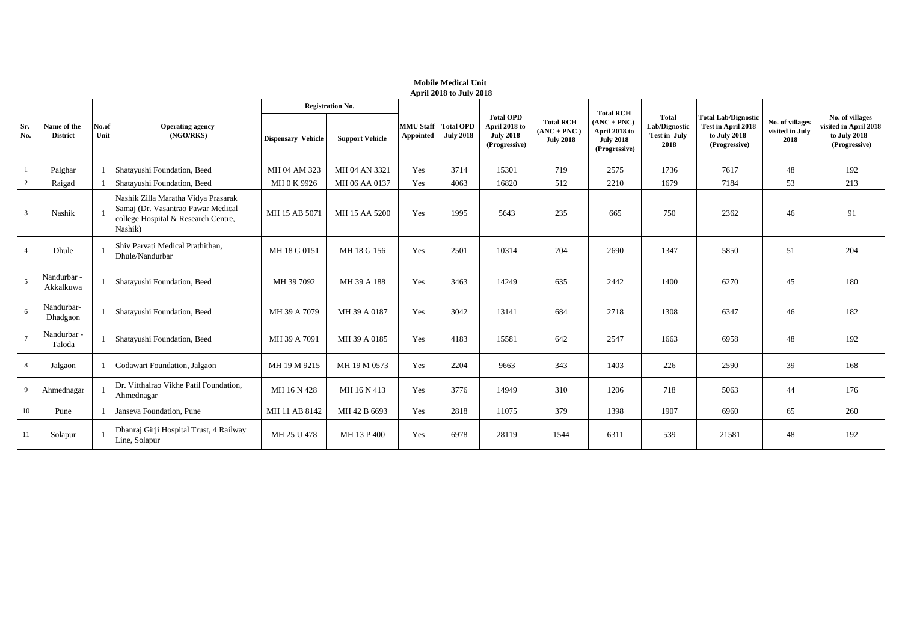## Mobile Medical Unit

### April 2018 to July 2018

| Sr. No. | Name of the District | No.of Unit | Operating agency (NGO/RKS) | Registration No. | | MMU Staff Appointed | Total OPD July 2018 | Total OPD April 2018 to July 2018 (Progressive) | Total RCH (ANC + PNC ) July 2018 | Total RCH (ANC + PNC) April 2018 to July 2018 (Progressive) | Total Lab/Dignostic Test in July 2018 | Total Lab/Dignostic Test in April 2018 to July 2018 (Progressive) | No. of villages visited in July 2018 | No. of villages visited in April 2018 to July 2018 (Progressive) |
|---|---|---|---|---|---|---|---|---|---|---|---|---|---|---|
| | | | | Dispensary Vehicle | Support Vehicle | | | | | | | | | |
| 1 | Palghar | 1 | Shatayushi Foundation, Beed | MH 04 AM 323 | MH 04 AN 3321 | Yes | 3714 | 15301 | 719 | 2575 | 1736 | 7617 | 48 | 192 |
| 2 | Raigad | 1 | Shatayushi Foundation, Beed | MH 0 K 9926 | MH 06 AA 0137 | Yes | 4063 | 16820 | 512 | 2210 | 1679 | 7184 | 53 | 213 |
| 3 | Nashik | 1 | Nashik Zilla Maratha Vidya Prasarak Samaj (Dr. Vasantrao Pawar Medical college Hospital & Research Centre, Nashik) | MH 15 AB 5071 | MH 15 AA 5200 | Yes | 1995 | 5643 | 235 | 665 | 750 | 2362 | 46 | 91 |
| 4 | Dhule | 1 | Shiv Parvati Medical Prathithan, Dhule/Nandurbar | MH 18 G 0151 | MH 18 G 156 | Yes | 2501 | 10314 | 704 | 2690 | 1347 | 5850 | 51 | 204 |
| 5 | Nandurbar - Akkalkuwa | 1 | Shatayushi Foundation, Beed | MH 39 7092 | MH 39 A 188 | Yes | 3463 | 14249 | 635 | 2442 | 1400 | 6270 | 45 | 180 |
| 6 | Nandurbar-Dhadgaon | 1 | Shatayushi Foundation, Beed | MH 39 A 7079 | MH 39 A 0187 | Yes | 3042 | 13141 | 684 | 2718 | 1308 | 6347 | 46 | 182 |
| 7 | Nandurbar - Taloda | 1 | Shatayushi Foundation, Beed | MH 39 A 7091 | MH 39 A 0185 | Yes | 4183 | 15581 | 642 | 2547 | 1663 | 6958 | 48 | 192 |
| 8 | Jalgaon | 1 | Godawari Foundation, Jalgaon | MH 19 M 9215 | MH 19 M 0573 | Yes | 2204 | 9663 | 343 | 1403 | 226 | 2590 | 39 | 168 |
| 9 | Ahmednagar | 1 | Dr. Vitthalrao Vikhe Patil Foundation, Ahmednagar | MH 16 N 428 | MH 16 N 413 | Yes | 3776 | 14949 | 310 | 1206 | 718 | 5063 | 44 | 176 |
| 10 | Pune | 1 | Janseva Foundation, Pune | MH 11 AB 8142 | MH 42 B 6693 | Yes | 2818 | 11075 | 379 | 1398 | 1907 | 6960 | 65 | 260 |
| 11 | Solapur | 1 | Dhanraj Girji Hospital Trust, 4 Railway Line, Solapur | MH 25 U 478 | MH 13 P 400 | Yes | 6978 | 28119 | 1544 | 6311 | 539 | 21581 | 48 | 192 |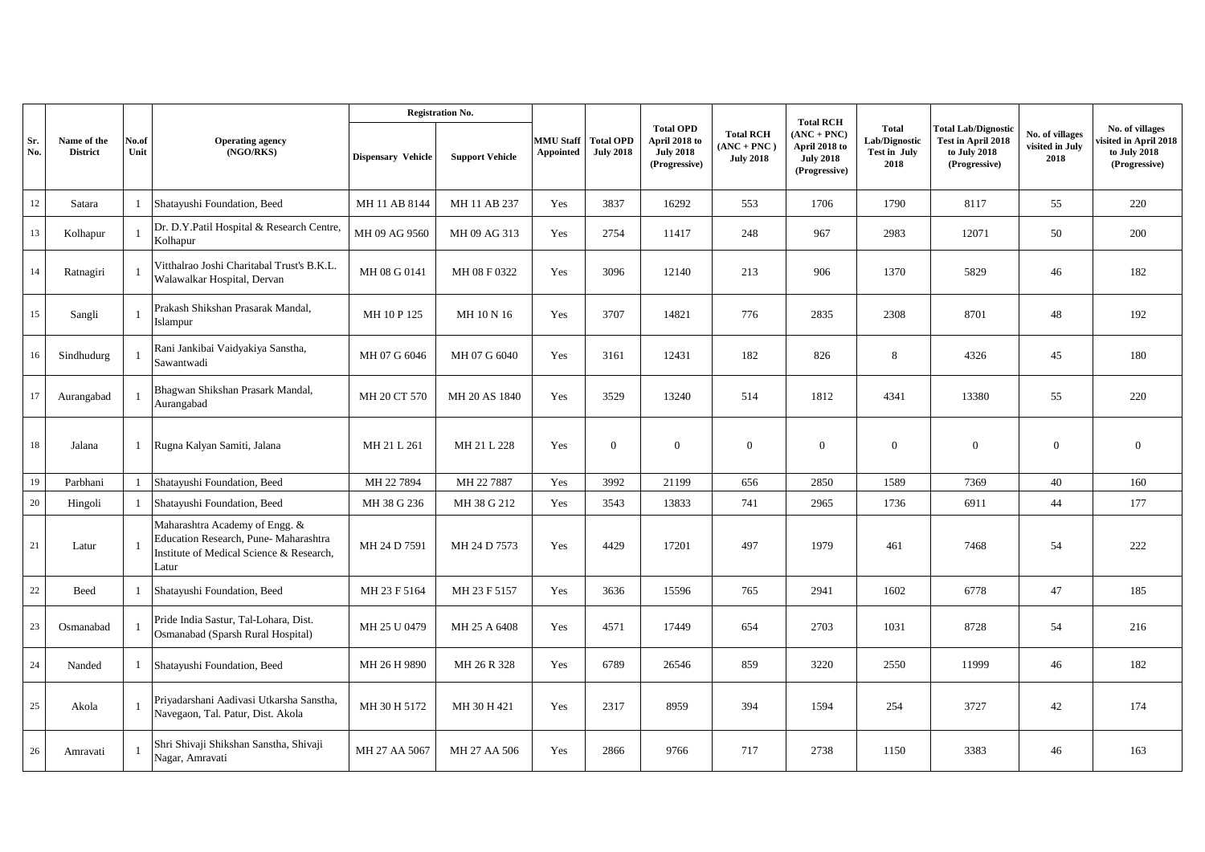| Sr. No. | Name of the District | No.of Unit | Operating agency (NGO/RKS) | Registration No. | | MMU Staff Appointed | Total OPD July 2018 | Total OPD April 2018 to July 2018 (Progressive) | Total RCH (ANC + PNC ) July 2018 | Total RCH (ANC + PNC) April 2018 to July 2018 (Progressive) | Total Lab/Dignostic Test in July 2018 | Total Lab/Dignostic Test in April 2018 to July 2018 (Progressive) | No. of villages visited in July 2018 | No. of villages visited in April 2018 to July 2018 (Progressive) |
|---|---|---|---|---|---|---|---|---|---|---|---|---|---|---|
| | | | | Dispensary Vehicle | Support Vehicle | | | | | | | | | |
| 12 | Satara | 1 | Shatayushi Foundation, Beed | MH 11 AB 8144 | MH 11 AB 237 | Yes | 3837 | 16292 | 553 | 1706 | 1790 | 8117 | 55 | 220 |
| 13 | Kolhapur | 1 | Dr. D.Y.Patil Hospital & Research Centre, Kolhapur | MH 09 AG 9560 | MH 09 AG 313 | Yes | 2754 | 11417 | 248 | 967 | 2983 | 12071 | 50 | 200 |
| 14 | Ratnagiri | 1 | Vitthalrao Joshi Charitabal Trust's B.K.L. Walawalkar Hospital, Dervan | MH 08 G 0141 | MH 08 F 0322 | Yes | 3096 | 12140 | 213 | 906 | 1370 | 5829 | 46 | 182 |
| 15 | Sangli | 1 | Prakash Shikshan Prasarak Mandal, Islampur | MH 10 P 125 | MH 10 N 16 | Yes | 3707 | 14821 | 776 | 2835 | 2308 | 8701 | 48 | 192 |
| 16 | Sindhudurg | 1 | Rani Jankibai Vaidyakiya Sanstha, Sawantwadi | MH 07 G 6046 | MH 07 G 6040 | Yes | 3161 | 12431 | 182 | 826 | 8 | 4326 | 45 | 180 |
| 17 | Aurangabad | 1 | Bhagwan Shikshan Prasark Mandal, Aurangabad | MH 20 CT 570 | MH 20 AS 1840 | Yes | 3529 | 13240 | 514 | 1812 | 4341 | 13380 | 55 | 220 |
| 18 | Jalana | 1 | Rugna Kalyan Samiti, Jalana | MH 21 L 261 | MH 21 L 228 | Yes | 0 | 0 | 0 | 0 | 0 | 0 | 0 | 0 |
| 19 | Parbhani | 1 | Shatayushi Foundation, Beed | MH 22 7894 | MH 22 7887 | Yes | 3992 | 21199 | 656 | 2850 | 1589 | 7369 | 40 | 160 |
| 20 | Hingoli | 1 | Shatayushi Foundation, Beed | MH 38 G 236 | MH 38 G 212 | Yes | 3543 | 13833 | 741 | 2965 | 1736 | 6911 | 44 | 177 |
| 21 | Latur | 1 | Maharashtra Academy of Engg. & Education Research, Pune- Maharashtra Institute of Medical Science & Research, Latur | MH 24 D 7591 | MH 24 D 7573 | Yes | 4429 | 17201 | 497 | 1979 | 461 | 7468 | 54 | 222 |
| 22 | Beed | 1 | Shatayushi Foundation, Beed | MH 23 F 5164 | MH 23 F 5157 | Yes | 3636 | 15596 | 765 | 2941 | 1602 | 6778 | 47 | 185 |
| 23 | Osmanabad | 1 | Pride India Sastur, Tal-Lohara, Dist. Osmanabad (Sparsh Rural Hospital) | MH 25 U 0479 | MH 25 A 6408 | Yes | 4571 | 17449 | 654 | 2703 | 1031 | 8728 | 54 | 216 |
| 24 | Nanded | 1 | Shatayushi Foundation, Beed | MH 26 H 9890 | MH 26 R 328 | Yes | 6789 | 26546 | 859 | 3220 | 2550 | 11999 | 46 | 182 |
| 25 | Akola | 1 | Priyadarshani Aadivasi Utkarsha Sanstha, Navegaon, Tal. Patur, Dist. Akola | MH 30 H 5172 | MH 30 H 421 | Yes | 2317 | 8959 | 394 | 1594 | 254 | 3727 | 42 | 174 |
| 26 | Amravati | 1 | Shri Shivaji Shikshan Sanstha, Shivaji Nagar, Amravati | MH 27 AA 5067 | MH 27 AA 506 | Yes | 2866 | 9766 | 717 | 2738 | 1150 | 3383 | 46 | 163 |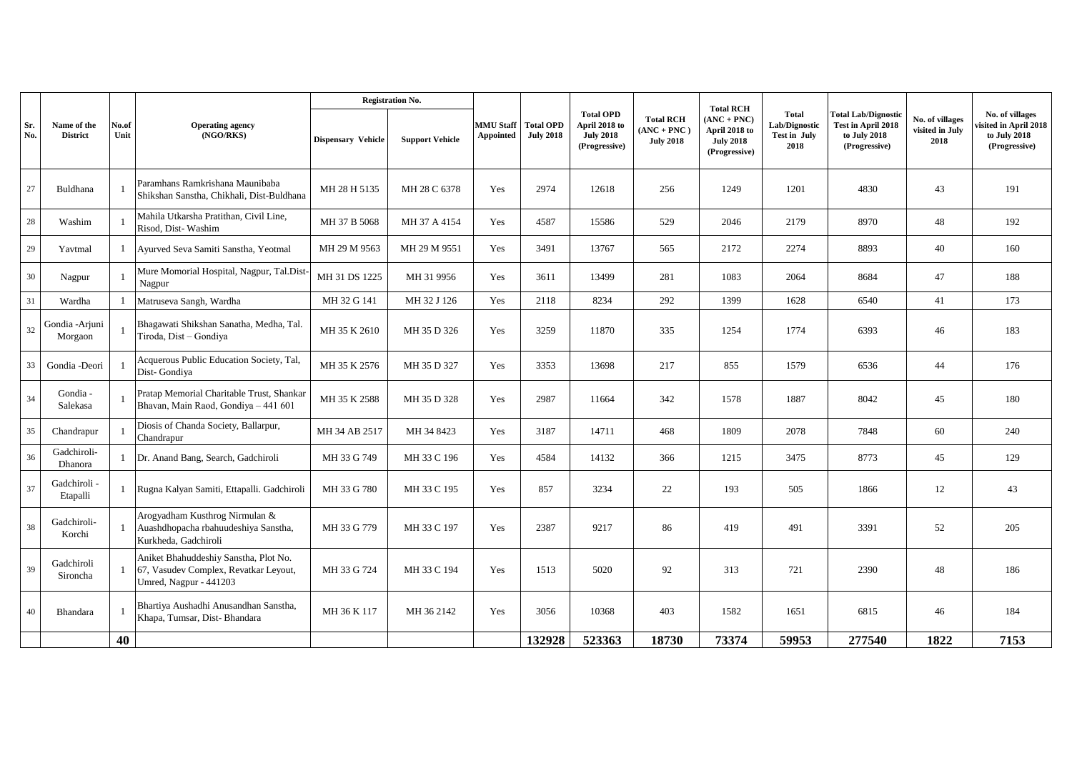| Sr. No. | Name of the District | No.of Unit | Operating agency (NGO/RKS) | Registration No. | | MMU Staff Appointed | Total OPD July 2018 | Total OPD April 2018 to July 2018 (Progressive) | Total RCH (ANC + PNC ) July 2018 | Total RCH (ANC + PNC) April 2018 to July 2018 (Progressive) | Total Lab/Dignostic Test in July 2018 | Total Lab/Dignostic Test in April 2018 to July 2018 (Progressive) | No. of villages visited in July 2018 | No. of villages visited in April 2018 to July 2018 (Progressive) |
|---|---|---|---|---|---|---|---|---|---|---|---|---|---|---|
| | | | | Dispensary Vehicle | Support Vehicle | | | | | | | | | |
| 27 | Buldhana | 1 | Paramhans Ramkrishana Maunibaba Shikshan Sanstha, Chikhali, Dist-Buldhana | MH 28 H 5135 | MH 28 C 6378 | Yes | 2974 | 12618 | 256 | 1249 | 1201 | 4830 | 43 | 191 |
| 28 | Washim | 1 | Mahila Utkarsha Pratithan, Civil Line, Risod, Dist- Washim | MH 37 B 5068 | MH 37 A 4154 | Yes | 4587 | 15586 | 529 | 2046 | 2179 | 8970 | 48 | 192 |
| 29 | Yavtmal | 1 | Ayurved Seva Samiti Sanstha, Yeotmal | MH 29 M 9563 | MH 29 M 9551 | Yes | 3491 | 13767 | 565 | 2172 | 2274 | 8893 | 40 | 160 |
| 30 | Nagpur | 1 | Mure Momorial Hospital, Nagpur, Tal.Dist-Nagpur | MH 31 DS 1225 | MH 31 9956 | Yes | 3611 | 13499 | 281 | 1083 | 2064 | 8684 | 47 | 188 |
| 31 | Wardha | 1 | Matruseva Sangh, Wardha | MH 32 G 141 | MH 32 J 126 | Yes | 2118 | 8234 | 292 | 1399 | 1628 | 6540 | 41 | 173 |
| 32 | Gondia -Arjuni Morgaon | 1 | Bhagawati Shikshan Sanatha, Medha, Tal. Tiroda, Dist – Gondiya | MH 35 K 2610 | MH 35 D 326 | Yes | 3259 | 11870 | 335 | 1254 | 1774 | 6393 | 46 | 183 |
| 33 | Gondia -Deori | 1 | Acquerous Public Education Society, Tal, Dist- Gondiya | MH 35 K 2576 | MH 35 D 327 | Yes | 3353 | 13698 | 217 | 855 | 1579 | 6536 | 44 | 176 |
| 34 | Gondia - Salekasa | 1 | Pratap Memorial Charitable Trust, Shankar Bhavan, Main Raod, Gondiya – 441 601 | MH 35 K 2588 | MH 35 D 328 | Yes | 2987 | 11664 | 342 | 1578 | 1887 | 8042 | 45 | 180 |
| 35 | Chandrapur | 1 | Diosis of Chanda Society, Ballarpur, Chandrapur | MH 34 AB 2517 | MH 34 8423 | Yes | 3187 | 14711 | 468 | 1809 | 2078 | 7848 | 60 | 240 |
| 36 | Gadchiroli-Dhanora | 1 | Dr. Anand Bang, Search, Gadchiroli | MH 33 G 749 | MH 33 C 196 | Yes | 4584 | 14132 | 366 | 1215 | 3475 | 8773 | 45 | 129 |
| 37 | Gadchiroli - Etapalli | 1 | Rugna Kalyan Samiti, Ettapalli. Gadchiroli | MH 33 G 780 | MH 33 C 195 | Yes | 857 | 3234 | 22 | 193 | 505 | 1866 | 12 | 43 |
| 38 | Gadchiroli-Korchi | 1 | Arogyadham Kusthrog Nirmulan & Auashdhopacha rbahuudeshiya Sanstha, Kurkheda, Gadchiroli | MH 33 G 779 | MH 33 C 197 | Yes | 2387 | 9217 | 86 | 419 | 491 | 3391 | 52 | 205 |
| 39 | Gadchiroli Sironcha | 1 | Aniket Bhahuddeshiy Sanstha, Plot No. 67, Vasudev Complex, Revatkar Leyout, Umred, Nagpur - 441203 | MH 33 G 724 | MH 33 C 194 | Yes | 1513 | 5020 | 92 | 313 | 721 | 2390 | 48 | 186 |
| 40 | Bhandara | 1 | Bhartiya Aushadhi Anusandhan Sanstha, Khapa, Tumsar, Dist- Bhandara | MH 36 K 117 | MH 36 2142 | Yes | 3056 | 10368 | 403 | 1582 | 1651 | 6815 | 46 | 184 |
| | | **40** | | | | | **132928** | **523363** | **18730** | **73374** | **59953** | **277540** | **1822** | **7153** |